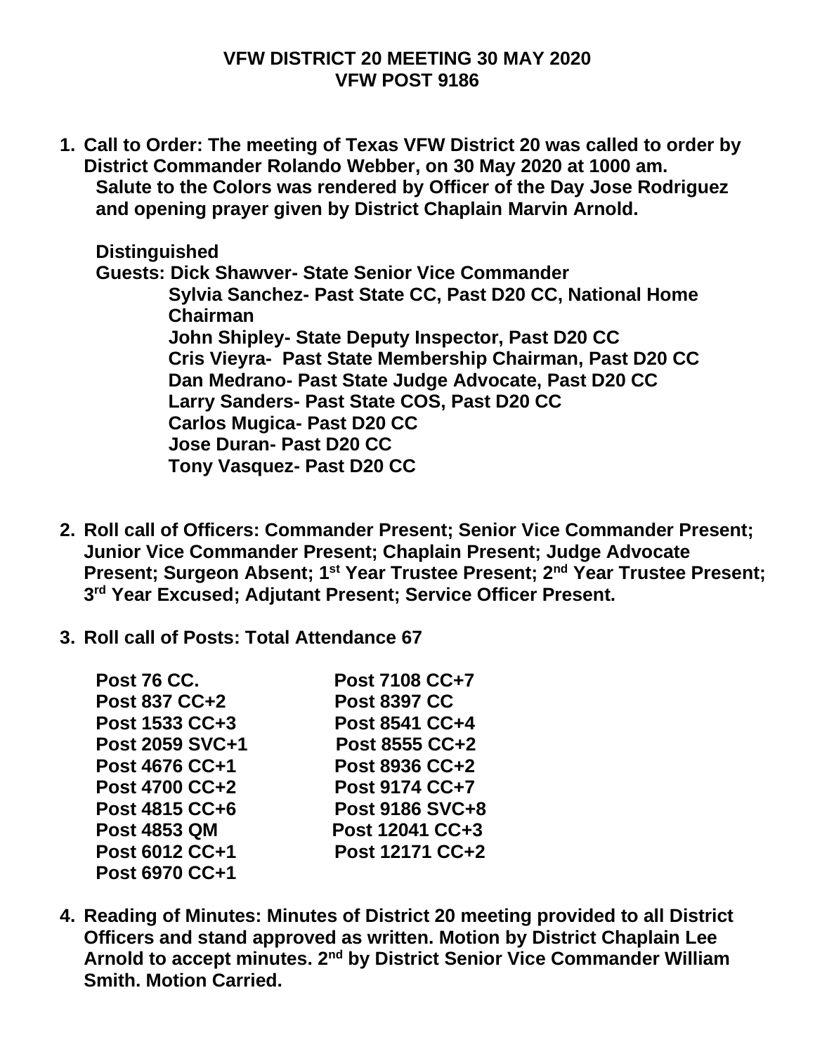# VFW DISTRICT 20 MEETING 30 MAY 2020
## VFW POST 9186

1. **Call to Order: The meeting of Texas VFW District 20 was called to order by District Commander Rolando Webber, on 30 May 2020 at 1000 am.**
   **Salute to the Colors was rendered by Officer of the Day Jose Rodriguez and opening prayer given by District Chaplain Marvin Arnold.**

   **Distinguished**
   **Guests: Dick Shawver- State Senior Vice Commander**
   **Sylvia Sanchez- Past State CC, Past D20 CC, National Home Chairman**
   **John Shipley- State Deputy Inspector, Past D20 CC**
   **Cris Vieyra- Past State Membership Chairman, Past D20 CC**
   **Dan Medrano- Past State Judge Advocate, Past D20 CC**
   **Larry Sanders- Past State COS, Past D20 CC**
   **Carlos Mugica- Past D20 CC**
   **Jose Duran- Past D20 CC**
   **Tony Vasquez- Past D20 CC**

2. **Roll call of Officers: Commander Present; Senior Vice Commander Present; Junior Vice Commander Present; Chaplain Present; Judge Advocate Present; Surgeon Absent; 1st Year Trustee Present; 2nd Year Trustee Present; 3rd Year Excused; Adjutant Present; Service Officer Present.**

3. **Roll call of Posts: Total Attendance 67**

   **Post 76 CC.**
   **Post 837 CC+2**
   **Post 1533 CC+3**
   **Post 2059 SVC+1**
   **Post 4676 CC+1**
   **Post 4700 CC+2**
   **Post 4815 CC+6**
   **Post 4853 QM**
   **Post 6012 CC+1**
   **Post 6970 CC+1**
   **Post 7108 CC+7**
   **Post 8397 CC**
   **Post 8541 CC+4**
   **Post 8555 CC+2**
   **Post 8936 CC+2**
   **Post 9174 CC+7**
   **Post 9186 SVC+8**
   **Post 12041 CC+3**
   **Post 12171 CC+2**

4. **Reading of Minutes: Minutes of District 20 meeting provided to all District Officers and stand approved as written. Motion by District Chaplain Lee Arnold to accept minutes. 2nd by District Senior Vice Commander William Smith. Motion Carried.**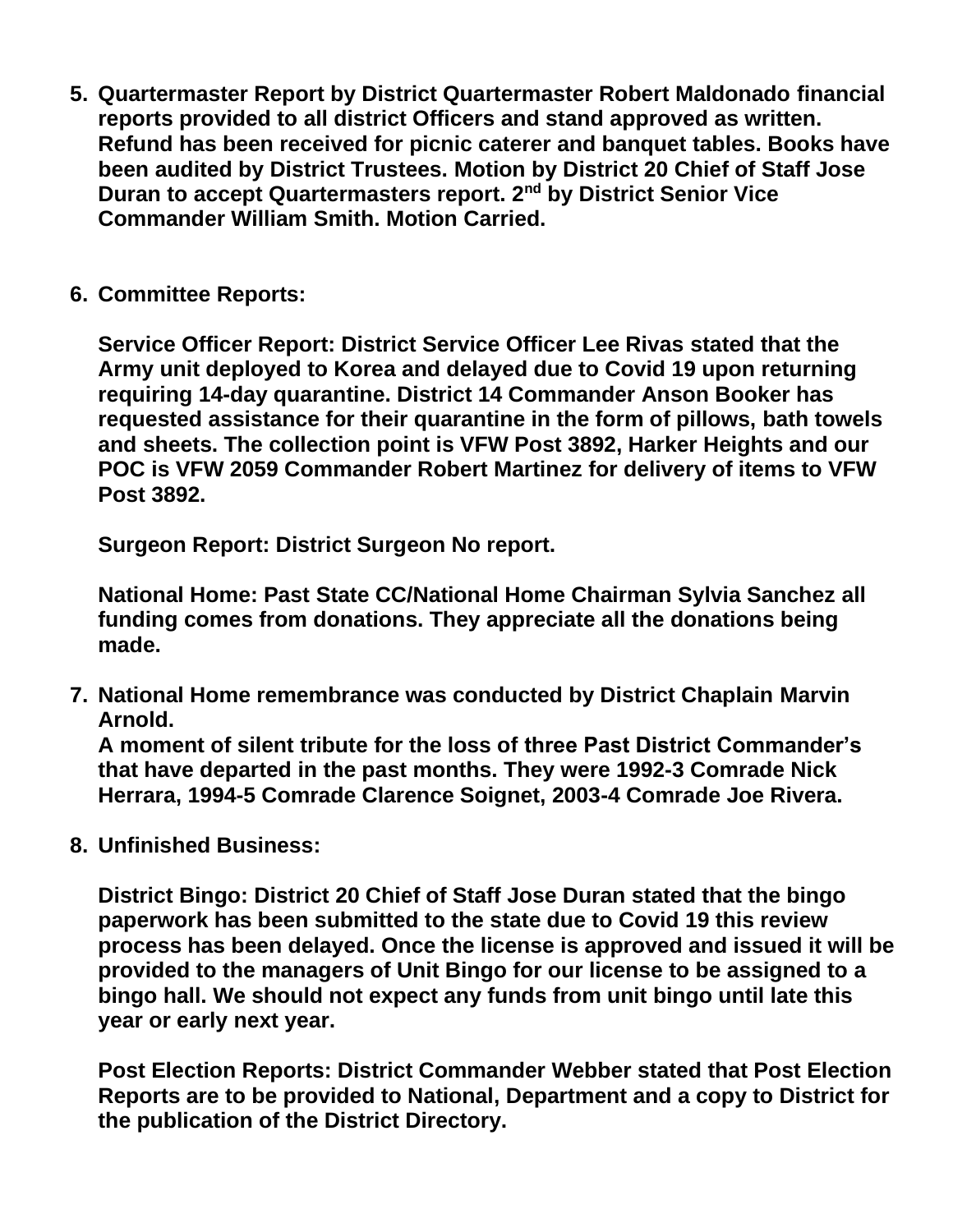5. **Quartermaster Report by District Quartermaster Robert Maldonado financial reports provided to all district Officers and stand approved as written. Refund has been received for picnic caterer and banquet tables. Books have been audited by District Trustees. Motion by District 20 Chief of Staff Jose Duran to accept Quartermasters report. 2nd by District Senior Vice Commander William Smith. Motion Carried.**

6. **Committee Reports:**

   **Service Officer Report: District Service Officer Lee Rivas stated that the Army unit deployed to Korea and delayed due to Covid 19 upon returning requiring 14-day quarantine. District 14 Commander Anson Booker has requested assistance for their quarantine in the form of pillows, bath towels and sheets. The collection point is VFW Post 3892, Harker Heights and our POC is VFW 2059 Commander Robert Martinez for delivery of items to VFW Post 3892.**

   **Surgeon Report: District Surgeon No report.**

   **National Home: Past State CC/National Home Chairman Sylvia Sanchez all funding comes from donations. They appreciate all the donations being made.**

7. **National Home remembrance was conducted by District Chaplain Marvin Arnold.**
   **A moment of silent tribute for the loss of three Past District Commander's that have departed in the past months. They were 1992-3 Comrade Nick Herrara, 1994-5 Comrade Clarence Soignet, 2003-4 Comrade Joe Rivera.**

8. **Unfinished Business:**

   **District Bingo: District 20 Chief of Staff Jose Duran stated that the bingo paperwork has been submitted to the state due to Covid 19 this review process has been delayed. Once the license is approved and issued it will be provided to the managers of Unit Bingo for our license to be assigned to a bingo hall. We should not expect any funds from unit bingo until late this year or early next year.**

   **Post Election Reports: District Commander Webber stated that Post Election Reports are to be provided to National, Department and a copy to District for the publication of the District Directory.**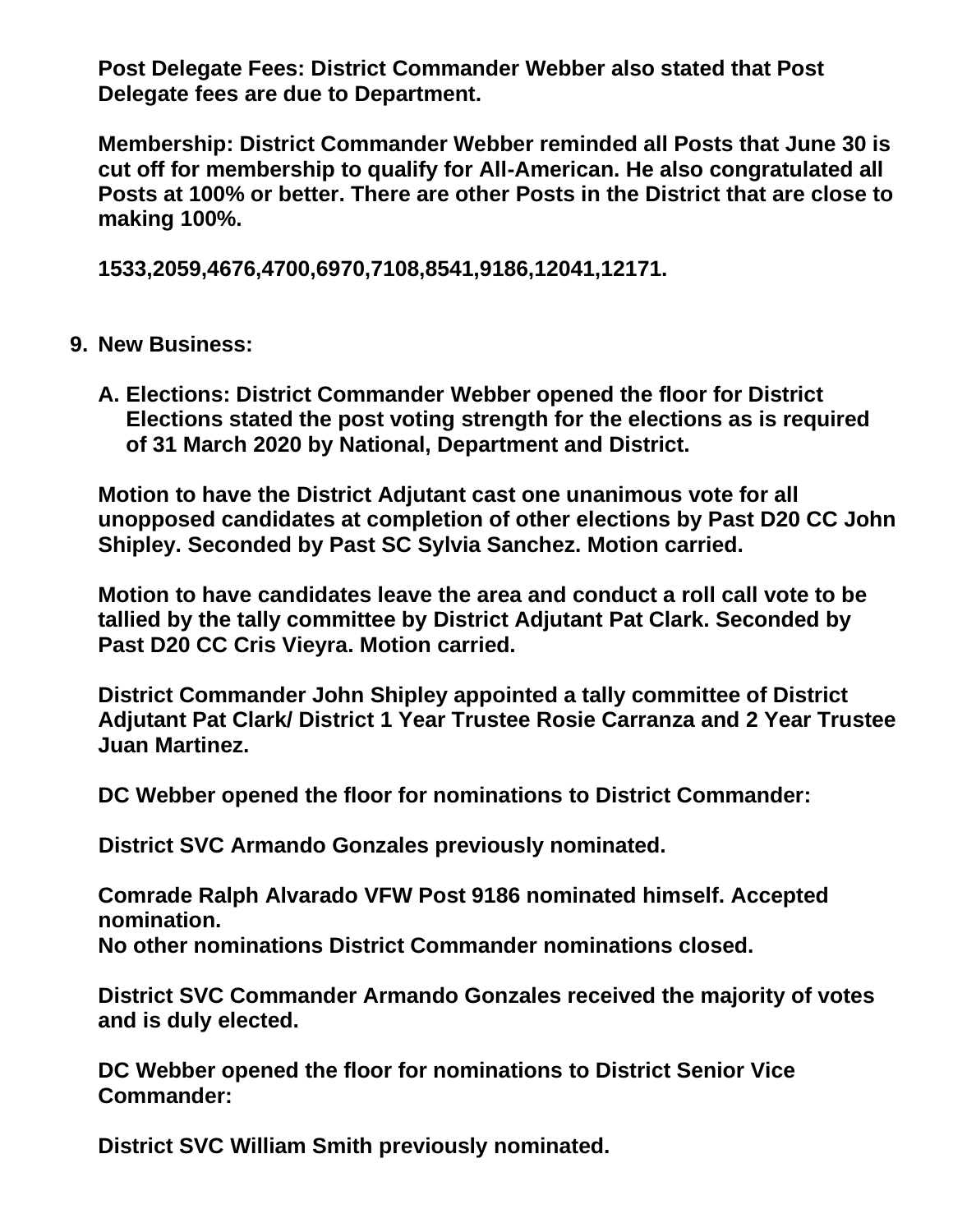**Post Delegate Fees: District Commander Webber also stated that Post Delegate fees are due to Department.**

**Membership: District Commander Webber reminded all Posts that June 30 is cut off for membership to qualify for All-American. He also congratulated all Posts at 100% or better. There are other Posts in the District that are close to making 100%.**

**1533,2059,4676,4700,6970,7108,8541,9186,12041,12171.**

9. **New Business:**

   A. **Elections: District Commander Webber opened the floor for District Elections stated the post voting strength for the elections as is required of 31 March 2020 by National, Department and District.**

**Motion to have the District Adjutant cast one unanimous vote for all unopposed candidates at completion of other elections by Past D20 CC John Shipley. Seconded by Past SC Sylvia Sanchez. Motion carried.**

**Motion to have candidates leave the area and conduct a roll call vote to be tallied by the tally committee by District Adjutant Pat Clark. Seconded by Past D20 CC Cris Vieyra. Motion carried.**

**District Commander John Shipley appointed a tally committee of District Adjutant Pat Clark/ District 1 Year Trustee Rosie Carranza and 2 Year Trustee Juan Martinez.**

**DC Webber opened the floor for nominations to District Commander:**

**District SVC Armando Gonzales previously nominated.**

**Comrade Ralph Alvarado VFW Post 9186 nominated himself. Accepted nomination.**
**No other nominations District Commander nominations closed.**

**District SVC Commander Armando Gonzales received the majority of votes and is duly elected.**

**DC Webber opened the floor for nominations to District Senior Vice Commander:**

**District SVC William Smith previously nominated.**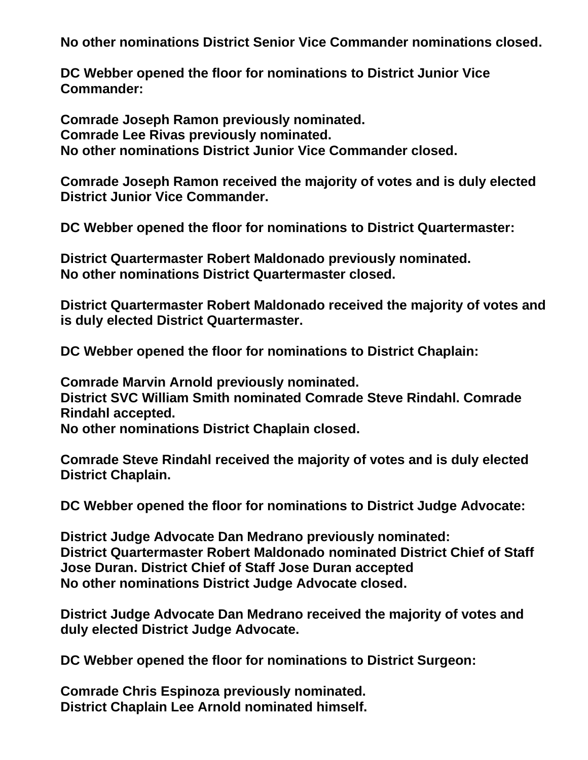**No other nominations District Senior Vice Commander nominations closed.**

**DC Webber opened the floor for nominations to District Junior Vice Commander:**

**Comrade Joseph Ramon previously nominated.**
**Comrade Lee Rivas previously nominated.**
**No other nominations District Junior Vice Commander closed.**

**Comrade Joseph Ramon received the majority of votes and is duly elected District Junior Vice Commander.**

**DC Webber opened the floor for nominations to District Quartermaster:**

**District Quartermaster Robert Maldonado previously nominated.**
**No other nominations District Quartermaster closed.**

**District Quartermaster Robert Maldonado received the majority of votes and is duly elected District Quartermaster.**

**DC Webber opened the floor for nominations to District Chaplain:**

**Comrade Marvin Arnold previously nominated.**
**District SVC William Smith nominated Comrade Steve Rindahl. Comrade Rindahl accepted.**
**No other nominations District Chaplain closed.**

**Comrade Steve Rindahl received the majority of votes and is duly elected District Chaplain.**

**DC Webber opened the floor for nominations to District Judge Advocate:**

**District Judge Advocate Dan Medrano previously nominated:**
**District Quartermaster Robert Maldonado nominated District Chief of Staff Jose Duran. District Chief of Staff Jose Duran accepted**
**No other nominations District Judge Advocate closed.**

**District Judge Advocate Dan Medrano received the majority of votes and duly elected District Judge Advocate.**

**DC Webber opened the floor for nominations to District Surgeon:**

**Comrade Chris Espinoza previously nominated.**
**District Chaplain Lee Arnold nominated himself.**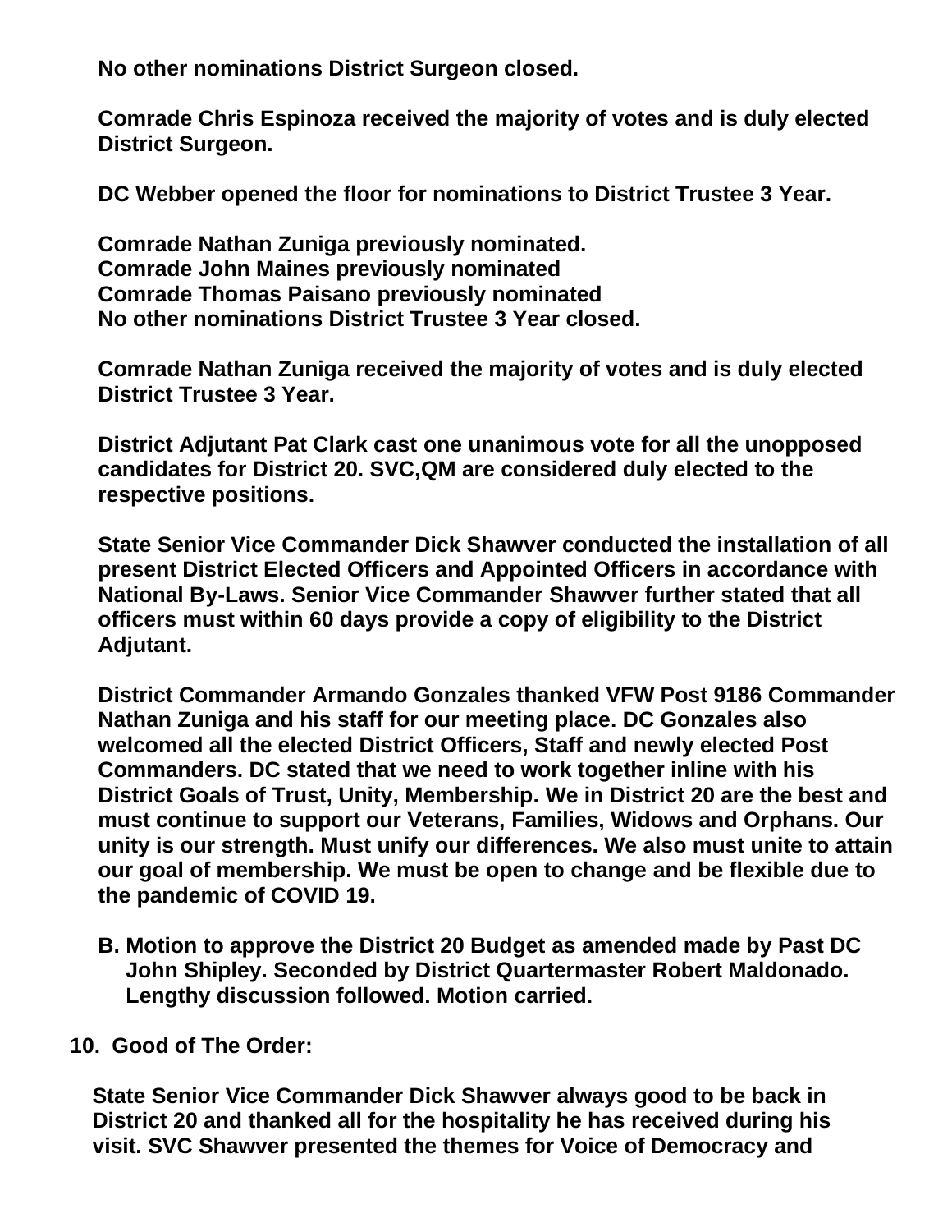**No other nominations District Surgeon closed.**

**Comrade Chris Espinoza received the majority of votes and is duly elected District Surgeon.**

**DC Webber opened the floor for nominations to District Trustee 3 Year.**

**Comrade Nathan Zuniga previously nominated.**
**Comrade John Maines previously nominated**
**Comrade Thomas Paisano previously nominated**
**No other nominations District Trustee 3 Year closed.**

**Comrade Nathan Zuniga received the majority of votes and is duly elected District Trustee 3 Year.**

**District Adjutant Pat Clark cast one unanimous vote for all the unopposed candidates for District 20. SVC,QM are considered duly elected to the respective positions.**

**State Senior Vice Commander Dick Shawver conducted the installation of all present District Elected Officers and Appointed Officers in accordance with National By-Laws. Senior Vice Commander Shawver further stated that all officers must within 60 days provide a copy of eligibility to the District Adjutant.**

**District Commander Armando Gonzales thanked VFW Post 9186 Commander Nathan Zuniga and his staff for our meeting place. DC Gonzales also welcomed all the elected District Officers, Staff and newly elected Post Commanders. DC stated that we need to work together inline with his District Goals of Trust, Unity, Membership. We in District 20 are the best and must continue to support our Veterans, Families, Widows and Orphans. Our unity is our strength. Must unify our differences. We also must unite to attain our goal of membership. We must be open to change and be flexible due to the pandemic of COVID 19.**

**B. Motion to approve the District 20 Budget as amended made by Past DC John Shipley. Seconded by District Quartermaster Robert Maldonado. Lengthy discussion followed. Motion carried.**

**10. Good of The Order:**

**State Senior Vice Commander Dick Shawver always good to be back in District 20 and thanked all for the hospitality he has received during his visit. SVC Shawver presented the themes for Voice of Democracy and**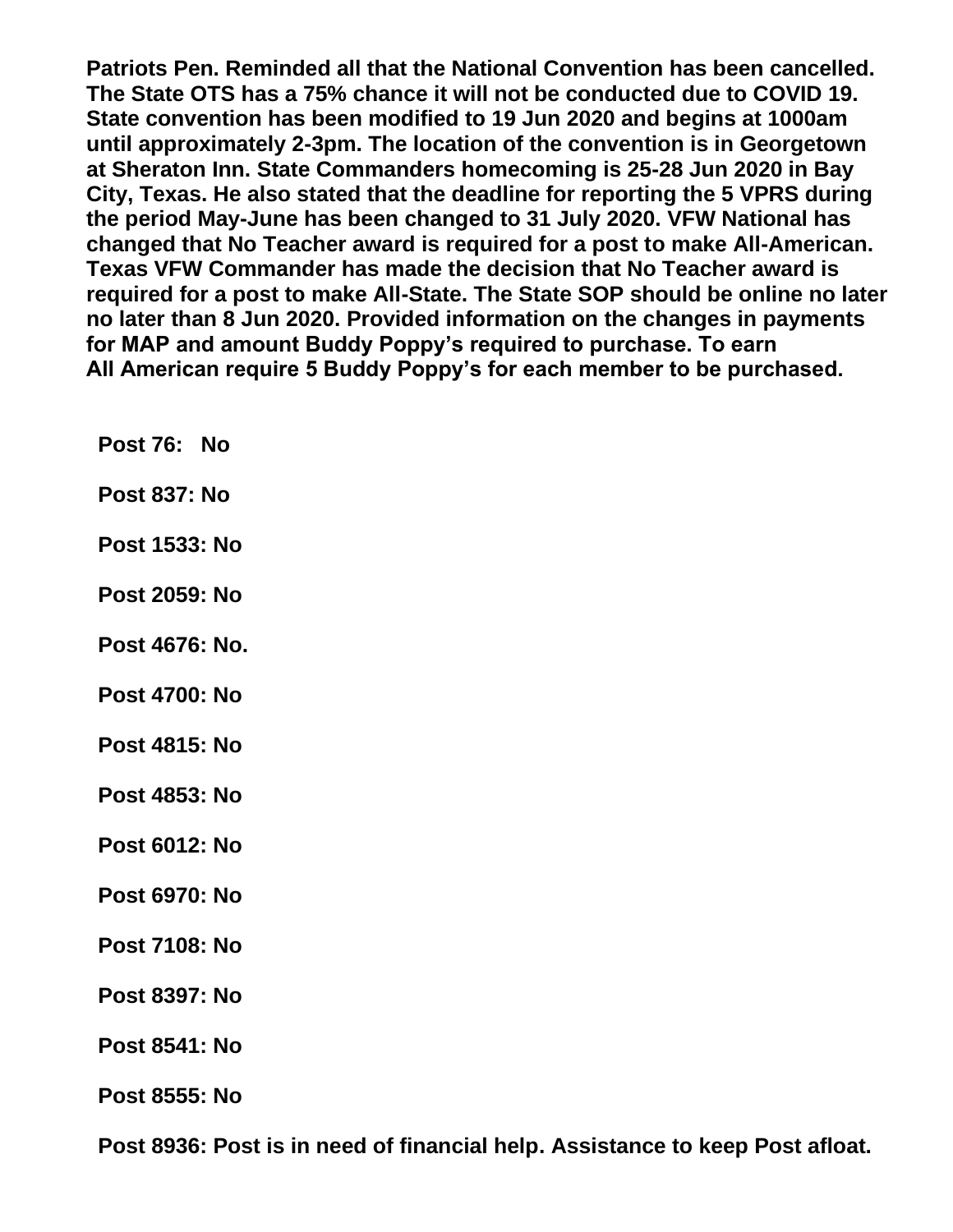**Patriots Pen. Reminded all that the National Convention has been cancelled. The State OTS has a 75% chance it will not be conducted due to COVID 19. State convention has been modified to 19 Jun 2020 and begins at 1000am until approximately 2-3pm. The location of the convention is in Georgetown at Sheraton Inn. State Commanders homecoming is 25-28 Jun 2020 in Bay City, Texas. He also stated that the deadline for reporting the 5 VPRS during the period May-June has been changed to 31 July 2020. VFW National has changed that No Teacher award is required for a post to make All-American. Texas VFW Commander has made the decision that No Teacher award is required for a post to make All-State. The State SOP should be online no later no later than 8 Jun 2020. Provided information on the changes in payments for MAP and amount Buddy Poppy's required to purchase. To earn All American require 5 Buddy Poppy's for each member to be purchased.**

**Post 76: No**

**Post 837: No**

**Post 1533: No**

**Post 2059: No**

**Post 4676: No.**

**Post 4700: No**

**Post 4815: No**

**Post 4853: No**

**Post 6012: No**

**Post 6970: No**

**Post 7108: No**

**Post 8397: No**

**Post 8541: No**

**Post 8555: No**

**Post 8936: Post is in need of financial help. Assistance to keep Post afloat.**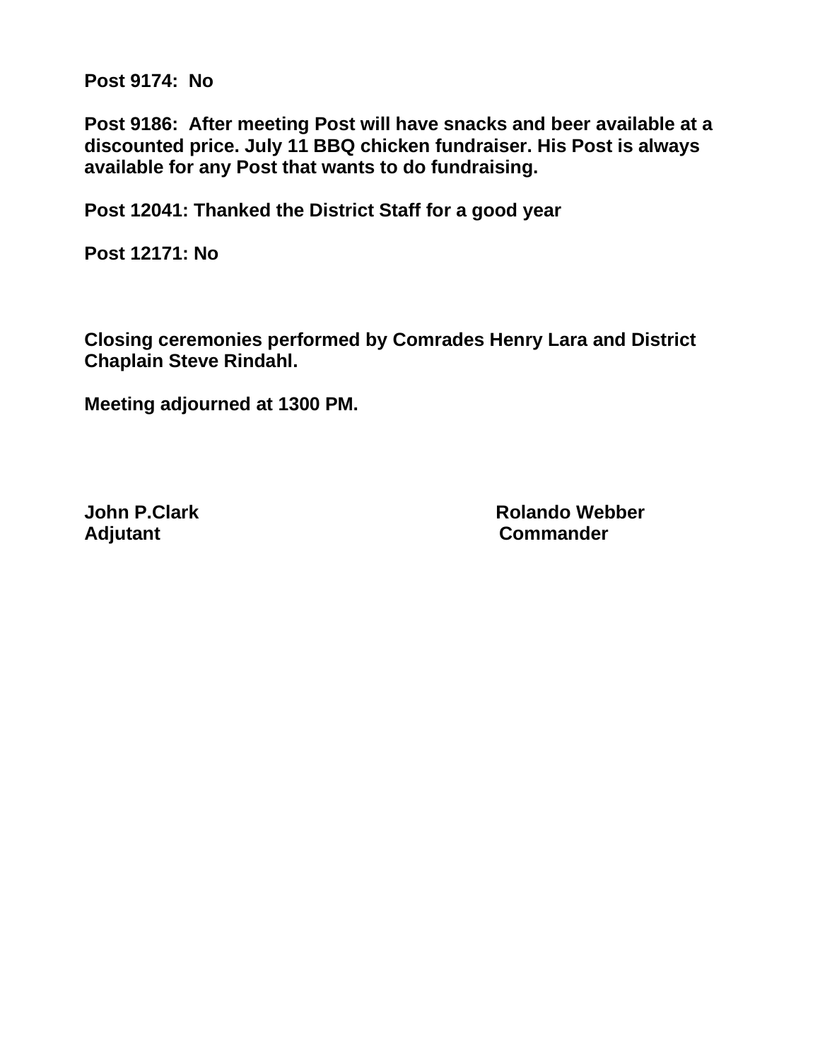**Post 9174: No**

**Post 9186: After meeting Post will have snacks and beer available at a discounted price. July 11 BBQ chicken fundraiser. His Post is always available for any Post that wants to do fundraising.**

**Post 12041: Thanked the District Staff for a good year**

**Post 12171: No**

**Closing ceremonies performed by Comrades Henry Lara and District Chaplain Steve Rindahl.**

**Meeting adjourned at 1300 PM.**

| | |
|---|---|
| **John P.Clark** | **Rolando Webber** |
| **Adjutant** | **Commander** |